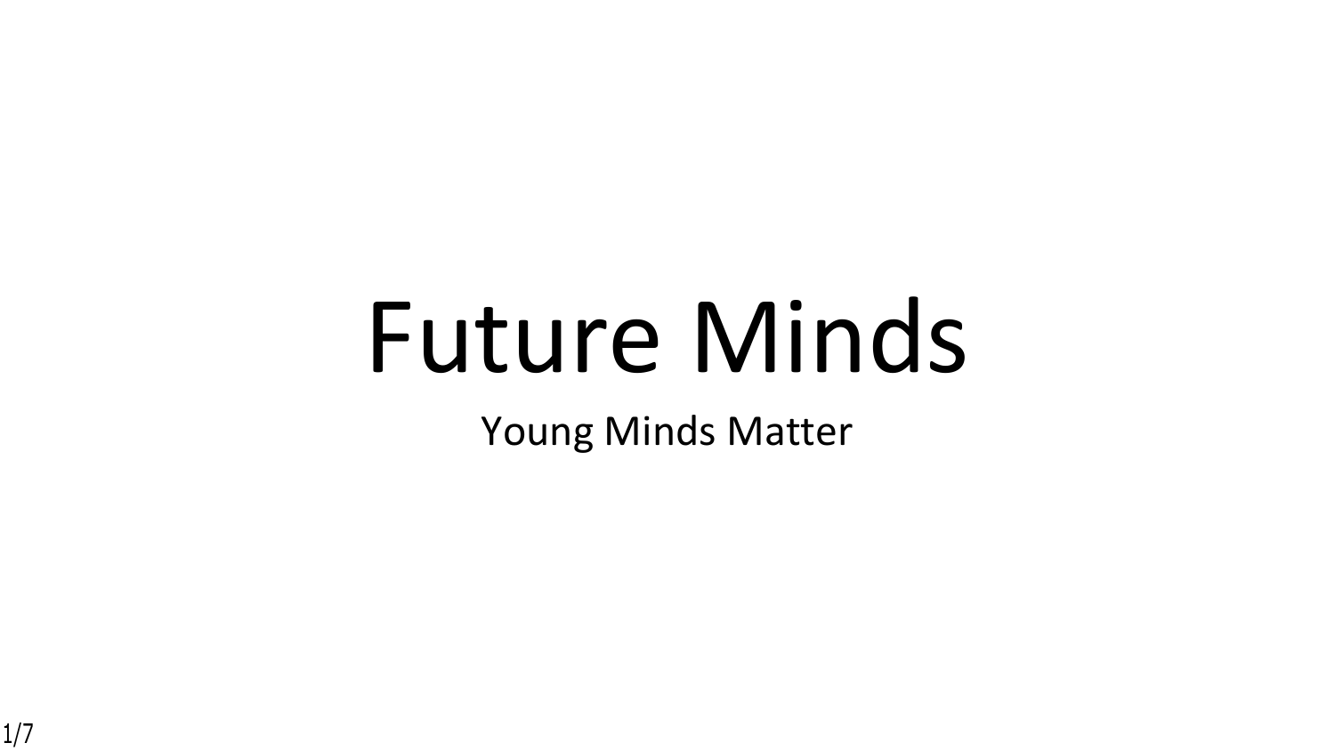# Future Minds

Young Minds Matter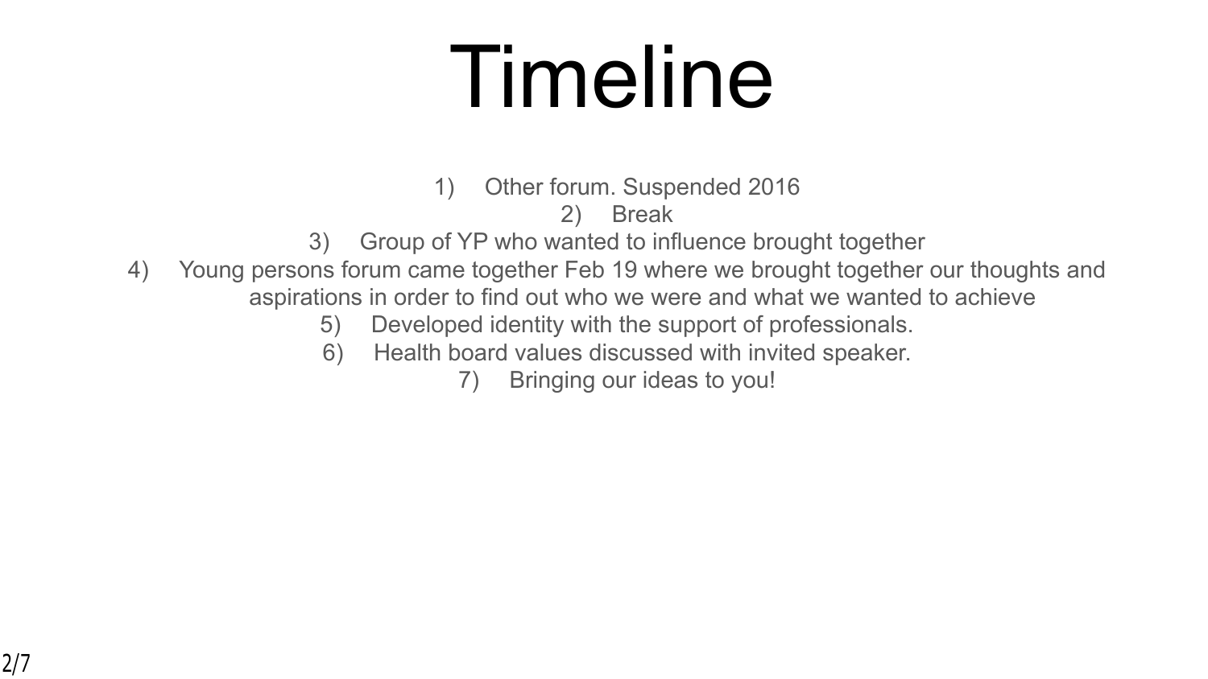# Timeline

1) Other forum. Suspended 2016
2) Break
3) Group of YP who wanted to influence brought together
4) Young persons forum came together Feb 19 where we brought together our thoughts and aspirations in order to find out who we were and what we wanted to achieve
5) Developed identity with the support of professionals.
6) Health board values discussed with invited speaker.
7) Bringing our ideas to you!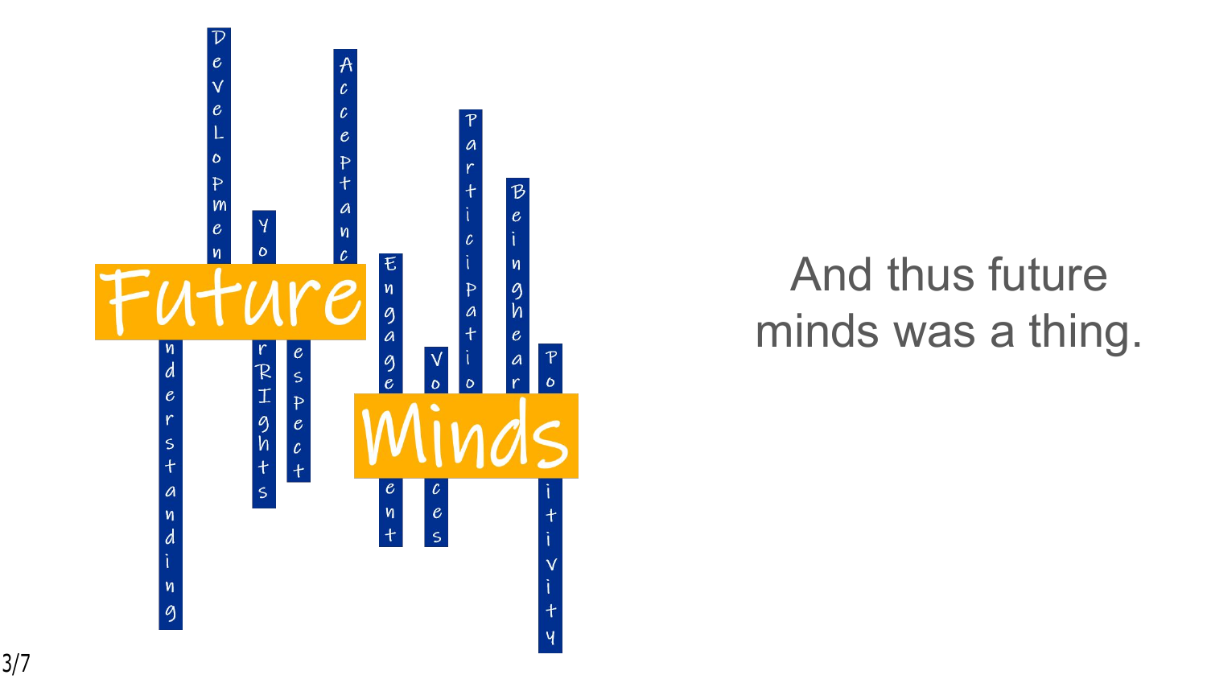# Future Minds

Development

Your Rights

Acceptance

Respect

Understanding

Engagement

Voices

Participation

Being heard

Positivity

And thus future minds was a thing.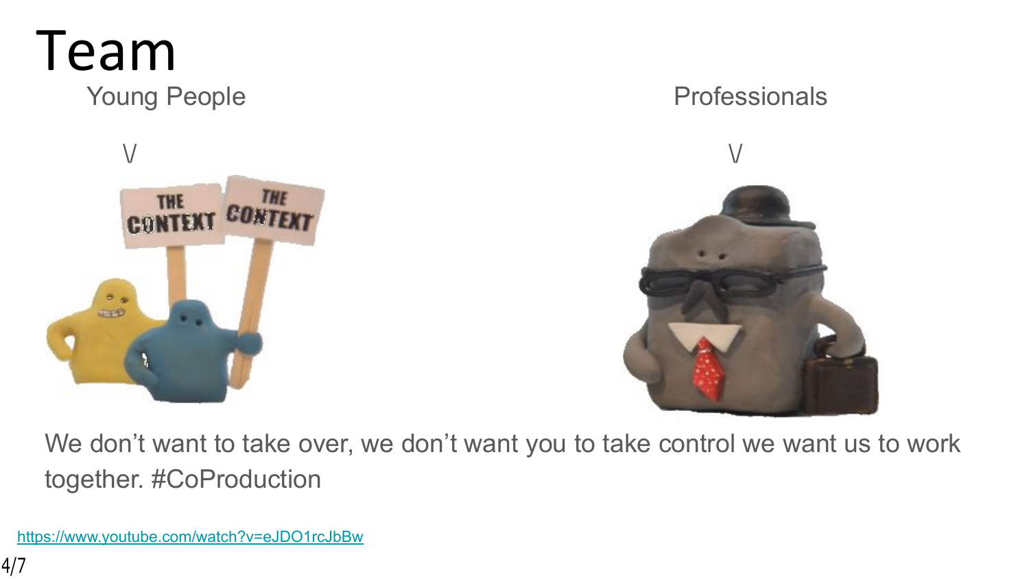# Team

Young People

\/

Professionals

\/

We don’t want to take over, we don’t want you to take control we want us to work together. #CoProduction

https://www.youtube.com/watch?v=eJDO1rcJbBw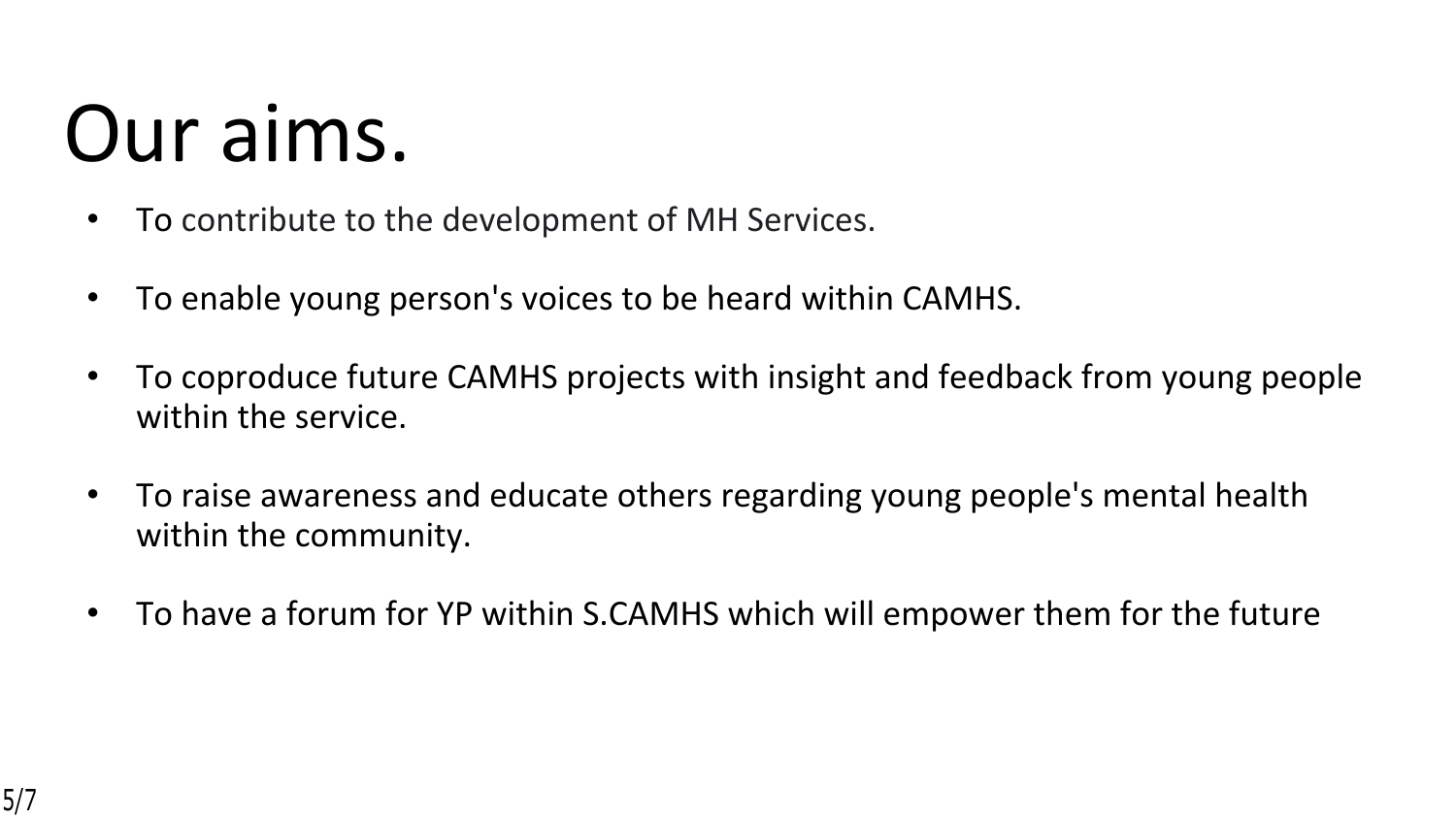# Our aims.

- To contribute to the development of MH Services.
- To enable young person's voices to be heard within CAMHS.
- To coproduce future CAMHS projects with insight and feedback from young people within the service.
- To raise awareness and educate others regarding young people's mental health within the community.
- To have a forum for YP within S.CAMHS which will empower them for the future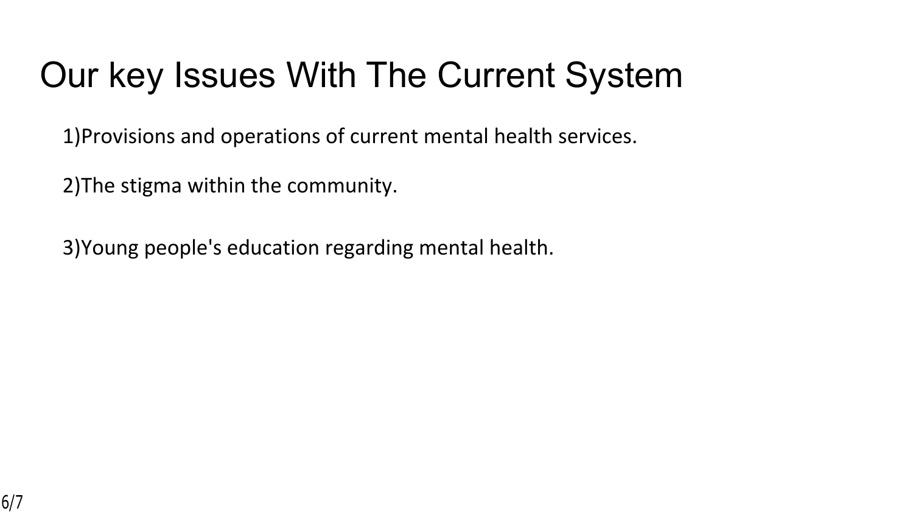# Our key Issues With The Current System

1)Provisions and operations of current mental health services.

2)The stigma within the community.

3)Young people's education regarding mental health.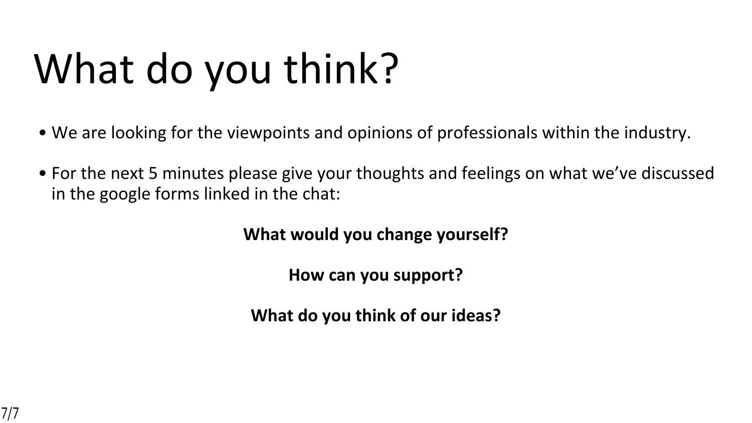# What do you think?

- We are looking for the viewpoints and opinions of professionals within the industry.
- For the next 5 minutes please give your thoughts and feelings on what we've discussed in the google forms linked in the chat:

**What would you change yourself?**

**How can you support?**

**What do you think of our ideas?**